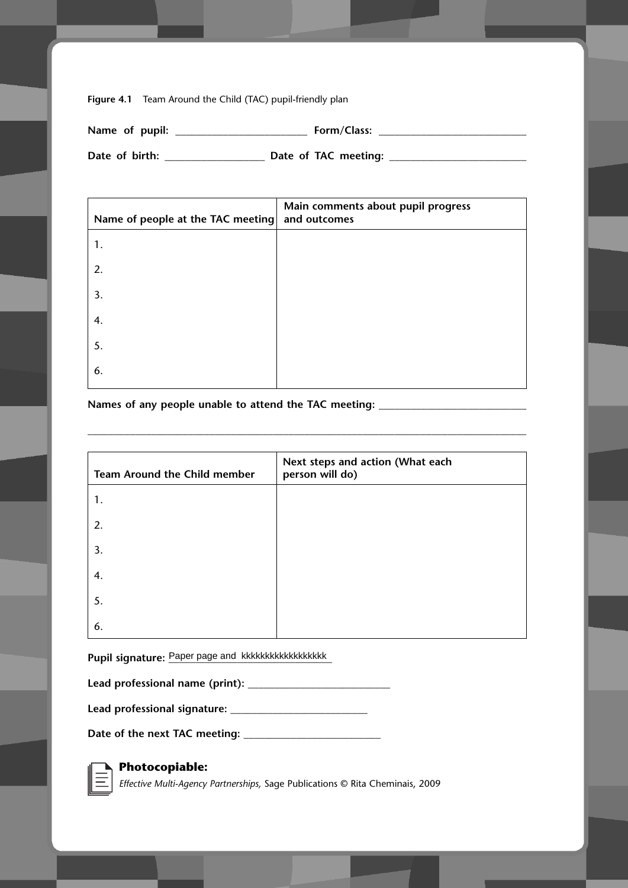**Figure 4.1** Team Around the Child (TAC) pupil-friendly plan

**Name of pupil:** ________________________ **Form/Class:** ____________________________

**Date of birth:** __________________ **Date of TAC meeting:** _________________________

| Name of people at the TAC meeting | Main comments about pupil progress and outcomes |
|---|---|
| 1. | |
| 2. | |
| 3. | |
| 4. | |
| 5. | |
| 6. | |

**Names of any people unable to attend the TAC meeting:** ___________________________

_____________________________________________________________________________

| Team Around the Child member | Next steps and action (What each person will do) |
|---|---|
| 1. | |
| 2. | |
| 3. | |
| 4. | |
| 5. | |
| 6. | |

**Pupil signature:** Paper page and kkkkkkkkkkkkkkkkk

**Lead professional name (print):** __________________________

**Lead professional signature:** _________________________

**Date of the next TAC meeting:** _________________________

**Photocopiable:**

*Effective Multi-Agency Partnerships,* Sage Publications © Rita Cheminais, 2009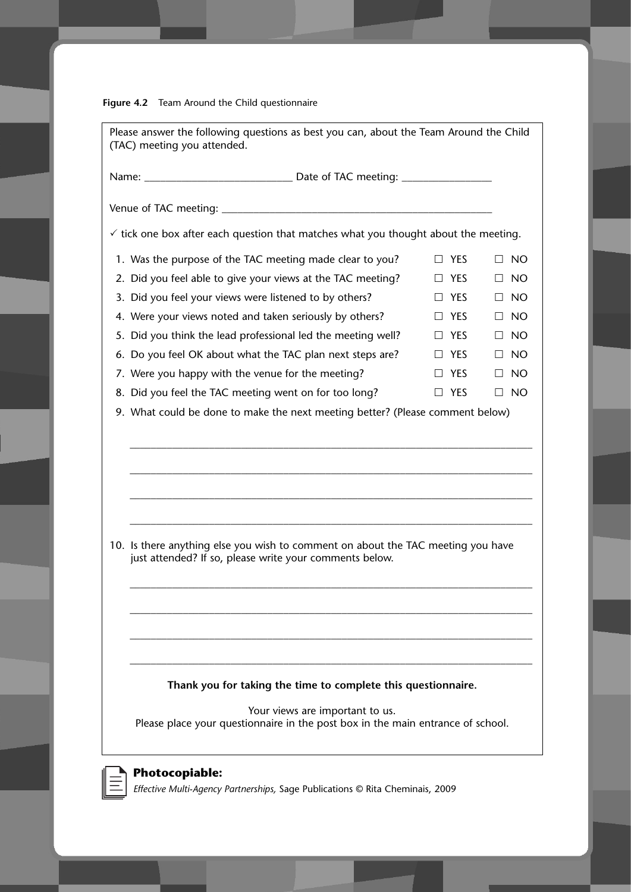**Figure 4.2** Team Around the Child questionnaire

Please answer the following questions as best you can, about the Team Around the Child (TAC) meeting you attended.

Name: ___________________________ Date of TAC meeting: _________________

Venue of TAC meeting: ___________________________________________________

✓ tick one box after each question that matches what you thought about the meeting.

1. Was the purpose of the TAC meeting made clear to you? ☐ YES ☐ NO
2. Did you feel able to give your views at the TAC meeting? ☐ YES ☐ NO
3. Did you feel your views were listened to by others? ☐ YES ☐ NO
4. Were your views noted and taken seriously by others? ☐ YES ☐ NO
5. Did you think the lead professional led the meeting well? ☐ YES ☐ NO
6. Do you feel OK about what the TAC plan next steps are? ☐ YES ☐ NO
7. Were you happy with the venue for the meeting? ☐ YES ☐ NO
8. Did you feel the TAC meeting went on for too long? ☐ YES ☐ NO
9. What could be done to make the next meeting better? (Please comment below)

_____________________________________________________________________________

_____________________________________________________________________________

_____________________________________________________________________________

_____________________________________________________________________________

10. Is there anything else you wish to comment on about the TAC meeting you have just attended? If so, please write your comments below.

_____________________________________________________________________________

_____________________________________________________________________________

_____________________________________________________________________________

_____________________________________________________________________________

**Thank you for taking the time to complete this questionnaire.**

Your views are important to us.
Please place your questionnaire in the post box in the main entrance of school.

**Photocopiable:**
*Effective Multi-Agency Partnerships*, Sage Publications © Rita Cheminais, 2009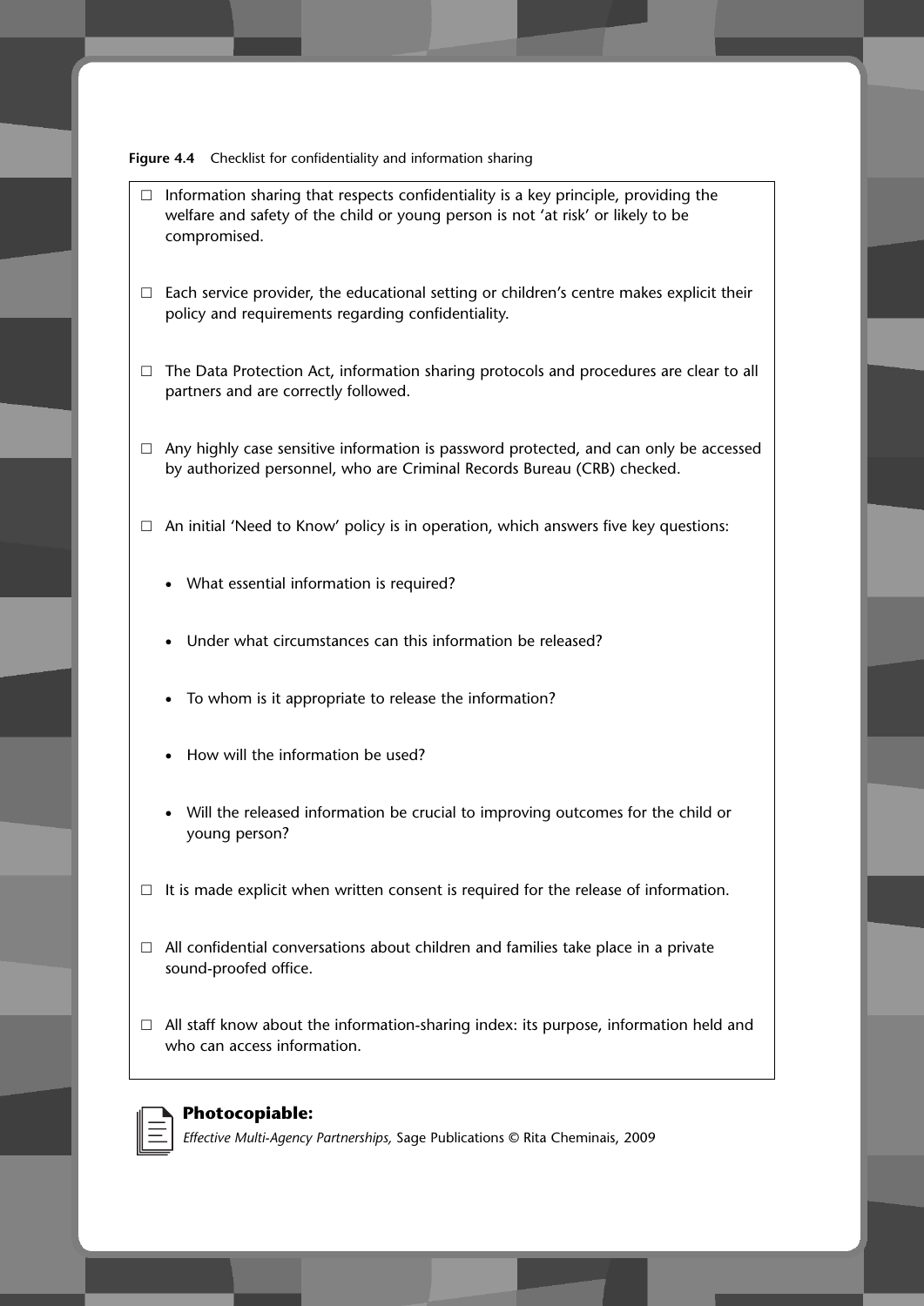**Figure 4.4** Checklist for confidentiality and information sharing

- ☐ Information sharing that respects confidentiality is a key principle, providing the welfare and safety of the child or young person is not 'at risk' or likely to be compromised.

- ☐ Each service provider, the educational setting or children's centre makes explicit their policy and requirements regarding confidentiality.

- ☐ The Data Protection Act, information sharing protocols and procedures are clear to all partners and are correctly followed.

- ☐ Any highly case sensitive information is password protected, and can only be accessed by authorized personnel, who are Criminal Records Bureau (CRB) checked.

- ☐ An initial 'Need to Know' policy is in operation, which answers five key questions:

  - What essential information is required?
  - Under what circumstances can this information be released?
  - To whom is it appropriate to release the information?
  - How will the information be used?
  - Will the released information be crucial to improving outcomes for the child or young person?

- ☐ It is made explicit when written consent is required for the release of information.

- ☐ All confidential conversations about children and families take place in a private sound-proofed office.

- ☐ All staff know about the information-sharing index: its purpose, information held and who can access information.

**Photocopiable:**
*Effective Multi-Agency Partnerships,* Sage Publications © Rita Cheminais, 2009